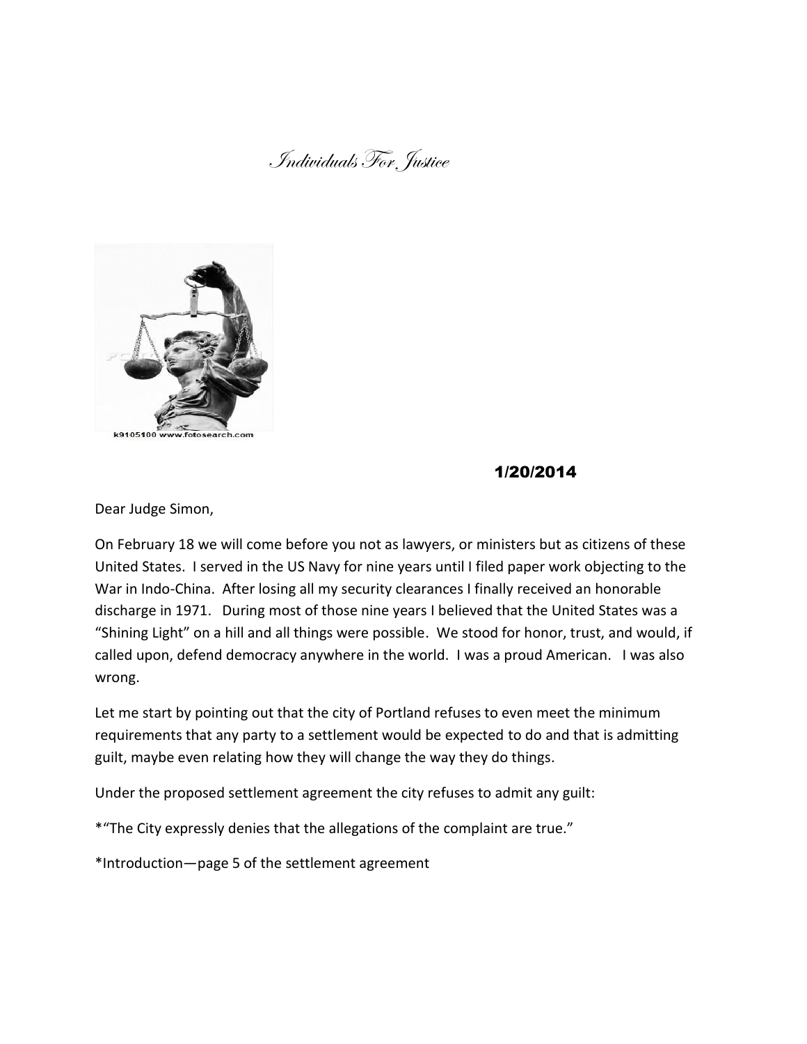*Individuals For Justice*

1/20/2014

Dear Judge Simon,

On February 18 we will come before you not as lawyers, or ministers but as citizens of these United States. I served in the US Navy for nine years until I filed paper work objecting to the War in Indo-China. After losing all my security clearances I finally received an honorable discharge in 1971. During most of those nine years I believed that the United States was a "Shining Light" on a hill and all things were possible. We stood for honor, trust, and would, if called upon, defend democracy anywhere in the world. I was a proud American. I was also wrong.

Let me start by pointing out that the city of Portland refuses to even meet the minimum requirements that any party to a settlement would be expected to do and that is admitting guilt, maybe even relating how they will change the way they do things.

Under the proposed settlement agreement the city refuses to admit any guilt:

*"The City expressly denies that the allegations of the complaint are true."

*Introduction—page 5 of the settlement agreement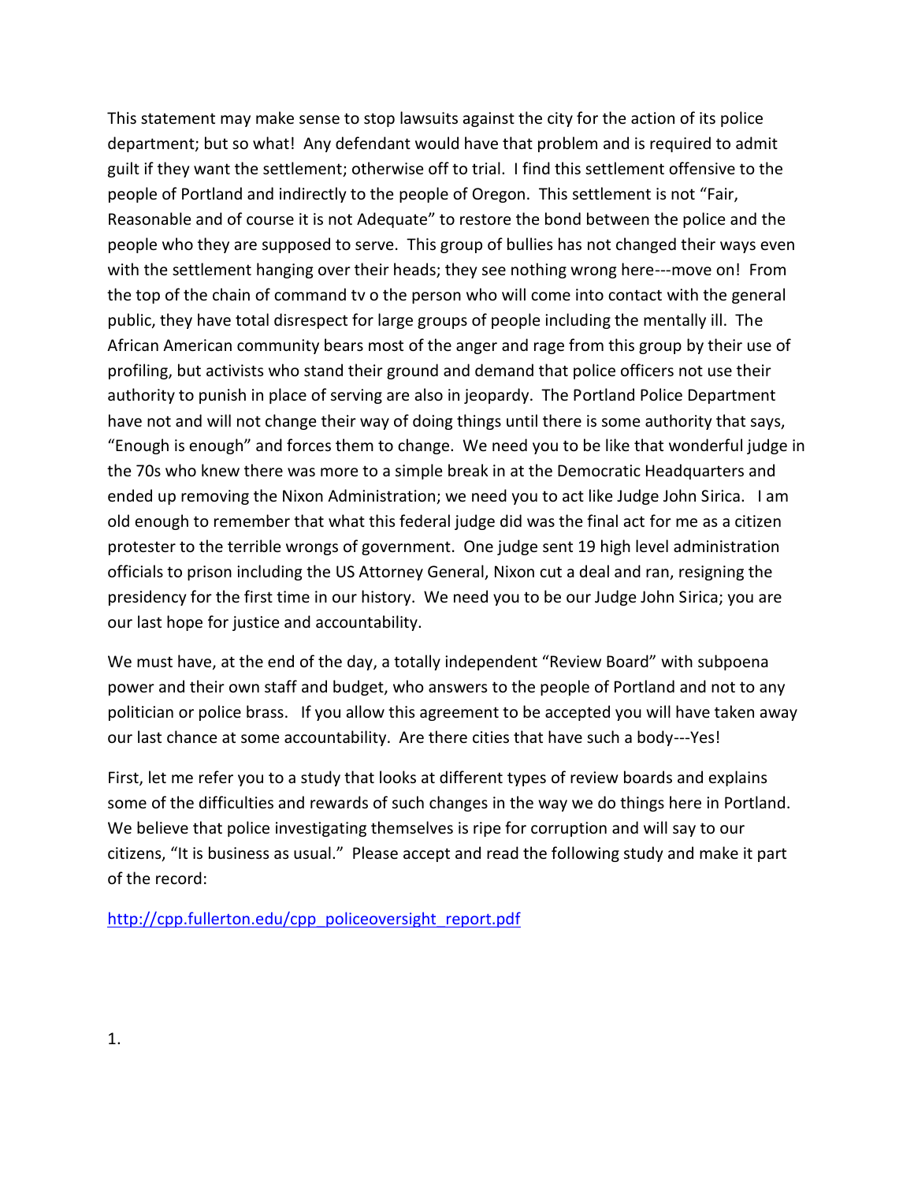This statement may make sense to stop lawsuits against the city for the action of its police department; but so what! Any defendant would have that problem and is required to admit guilt if they want the settlement; otherwise off to trial. I find this settlement offensive to the people of Portland and indirectly to the people of Oregon. This settlement is not "Fair, Reasonable and of course it is not Adequate" to restore the bond between the police and the people who they are supposed to serve. This group of bullies has not changed their ways even with the settlement hanging over their heads; they see nothing wrong here---move on! From the top of the chain of command tv o the person who will come into contact with the general public, they have total disrespect for large groups of people including the mentally ill. The African American community bears most of the anger and rage from this group by their use of profiling, but activists who stand their ground and demand that police officers not use their authority to punish in place of serving are also in jeopardy. The Portland Police Department have not and will not change their way of doing things until there is some authority that says, "Enough is enough" and forces them to change. We need you to be like that wonderful judge in the 70s who knew there was more to a simple break in at the Democratic Headquarters and ended up removing the Nixon Administration; we need you to act like Judge John Sirica. I am old enough to remember that what this federal judge did was the final act for me as a citizen protester to the terrible wrongs of government. One judge sent 19 high level administration officials to prison including the US Attorney General, Nixon cut a deal and ran, resigning the presidency for the first time in our history. We need you to be our Judge John Sirica; you are our last hope for justice and accountability.

We must have, at the end of the day, a totally independent "Review Board" with subpoena power and their own staff and budget, who answers to the people of Portland and not to any politician or police brass. If you allow this agreement to be accepted you will have taken away our last chance at some accountability. Are there cities that have such a body---Yes!

First, let me refer you to a study that looks at different types of review boards and explains some of the difficulties and rewards of such changes in the way we do things here in Portland. We believe that police investigating themselves is ripe for corruption and will say to our citizens, "It is business as usual." Please accept and read the following study and make it part of the record:

http://cpp.fullerton.edu/cpp_policeoversight_report.pdf

1.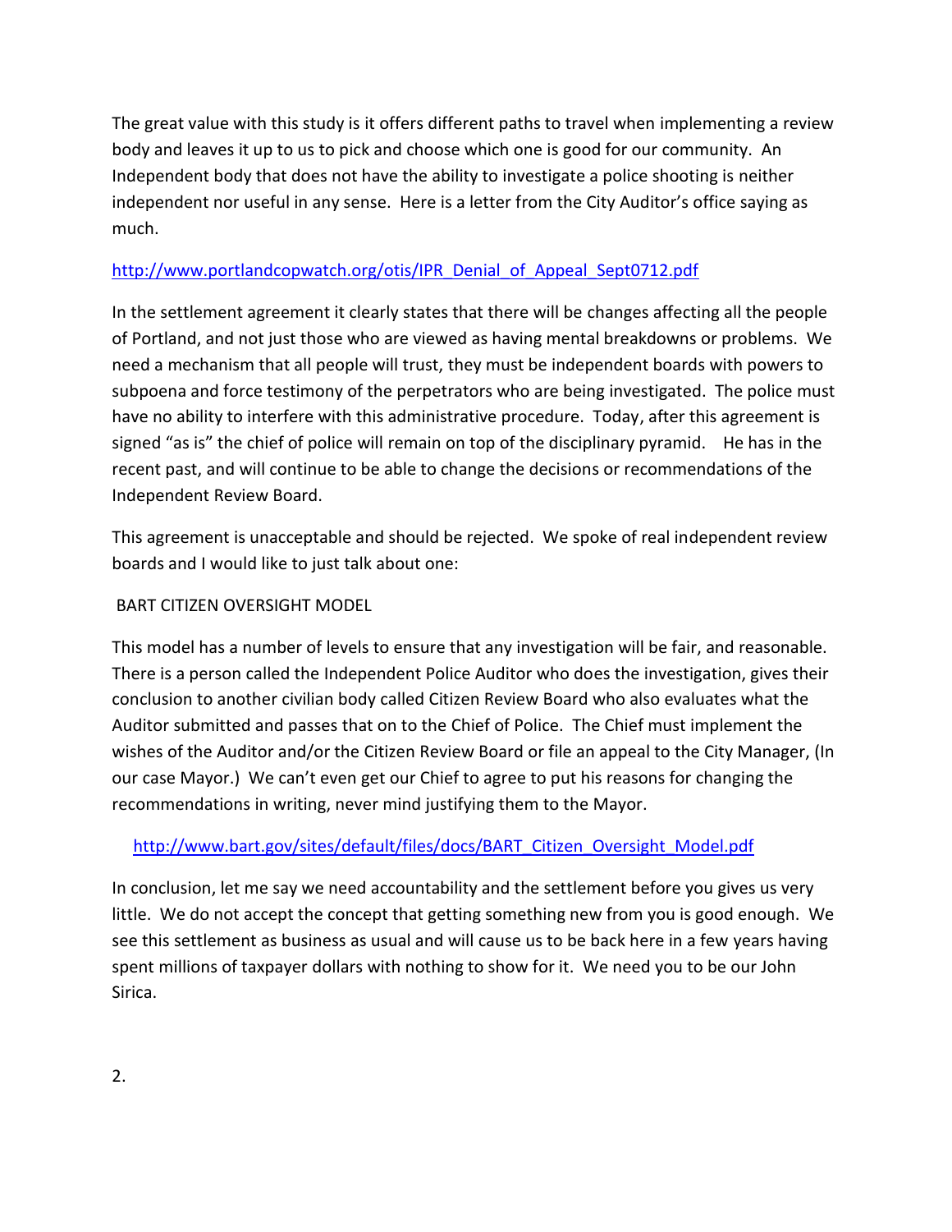The great value with this study is it offers different paths to travel when implementing a review body and leaves it up to us to pick and choose which one is good for our community. An Independent body that does not have the ability to investigate a police shooting is neither independent nor useful in any sense. Here is a letter from the City Auditor's office saying as much.

http://www.portlandcopwatch.org/otis/IPR_Denial_of_Appeal_Sept0712.pdf

In the settlement agreement it clearly states that there will be changes affecting all the people of Portland, and not just those who are viewed as having mental breakdowns or problems. We need a mechanism that all people will trust, they must be independent boards with powers to subpoena and force testimony of the perpetrators who are being investigated. The police must have no ability to interfere with this administrative procedure. Today, after this agreement is signed "as is" the chief of police will remain on top of the disciplinary pyramid. He has in the recent past, and will continue to be able to change the decisions or recommendations of the Independent Review Board.

This agreement is unacceptable and should be rejected. We spoke of real independent review boards and I would like to just talk about one:

BART CITIZEN OVERSIGHT MODEL

This model has a number of levels to ensure that any investigation will be fair, and reasonable. There is a person called the Independent Police Auditor who does the investigation, gives their conclusion to another civilian body called Citizen Review Board who also evaluates what the Auditor submitted and passes that on to the Chief of Police. The Chief must implement the wishes of the Auditor and/or the Citizen Review Board or file an appeal to the City Manager, (In our case Mayor.) We can't even get our Chief to agree to put his reasons for changing the recommendations in writing, never mind justifying them to the Mayor.

http://www.bart.gov/sites/default/files/docs/BART_Citizen_Oversight_Model.pdf

In conclusion, let me say we need accountability and the settlement before you gives us very little. We do not accept the concept that getting something new from you is good enough. We see this settlement as business as usual and will cause us to be back here in a few years having spent millions of taxpayer dollars with nothing to show for it. We need you to be our John Sirica.

2.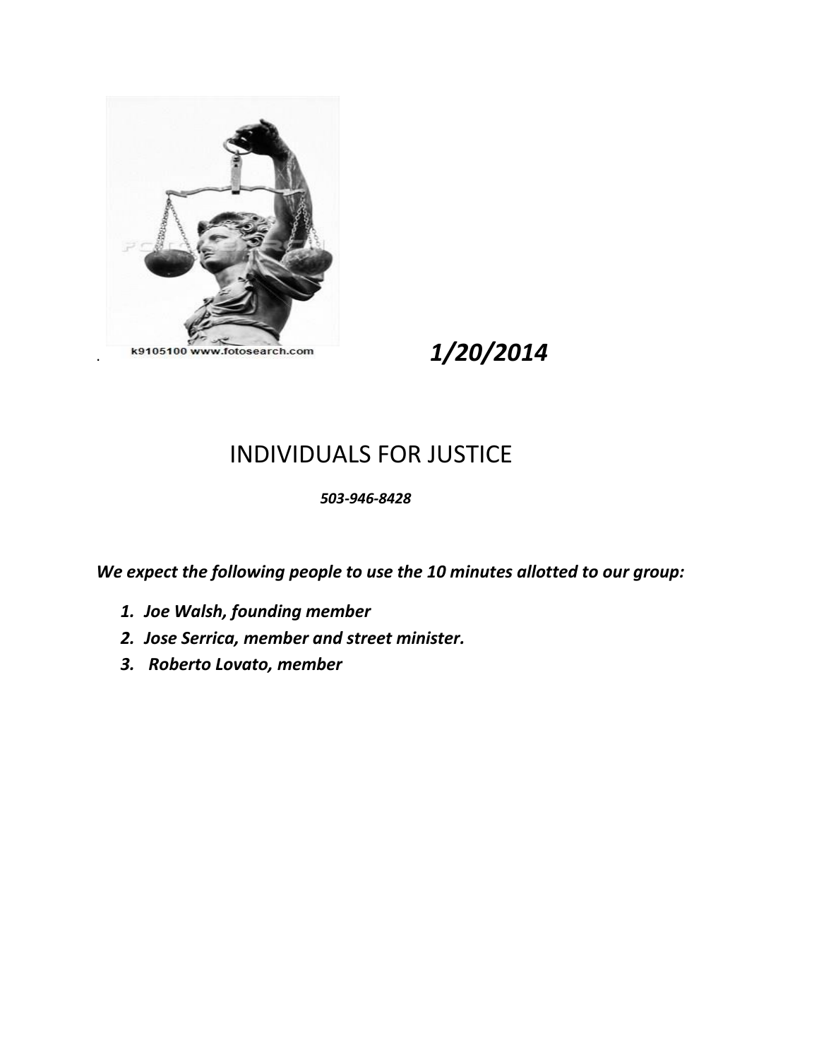k9105100 www.fotosearch.com

***1/20/2014***

# INDIVIDUALS FOR JUSTICE

***503-946-8428***

***We expect the following people to use the 10 minutes allotted to our group:***

1. ***Joe Walsh, founding member***
2. ***Jose Serrica, member and street minister.***
3. ***Roberto Lovato, member***